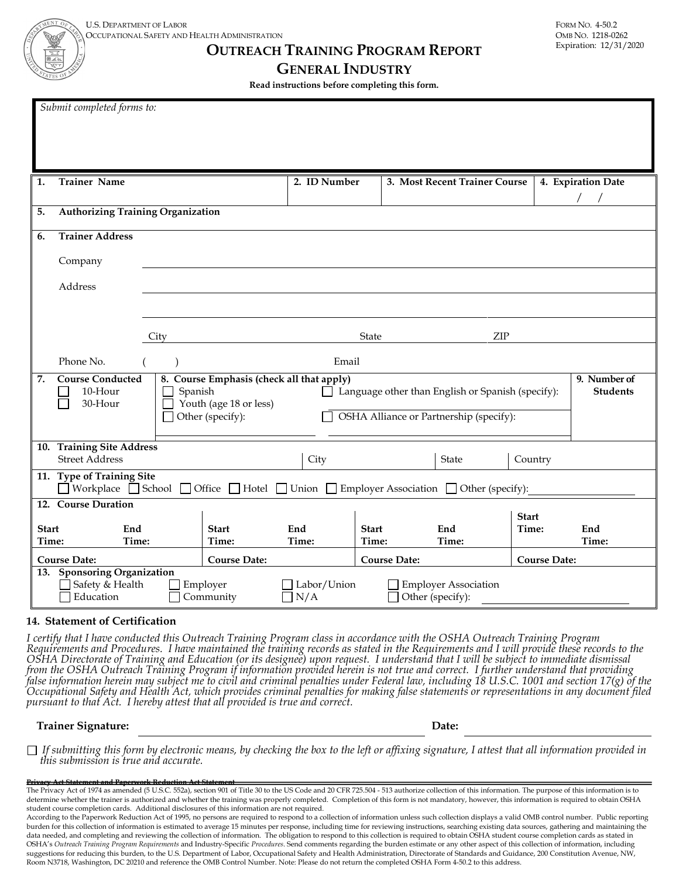U.S. Department of Labor
Occupational Safety and Health Administration

Form No. 4-50.2
OMB No. 1218-0262
Expiration: 12/31/2020

# Outreach Training Program Report
## General Industry

**Read instructions before completing this form.**

*Submit completed forms to:*

| **1. Trainer Name** | **2. ID Number** | **3. Most Recent Trainer Course** | **4. Expiration Date** / / |
|---|---|---|---|
| **5. Authorizing Training Organization** | | | |

**6. Trainer Address**

Company

Address

City State ZIP

Phone No. ( ) Email

| **7. Course Conducted** | **8. Course Emphasis (check all that apply)** | | **9. Number of Students** |
|---|---|---|---|
| ☐ 10-Hour | ☐ Spanish | ☐ Language other than English or Spanish (specify): | |
| ☐ 30-Hour | ☐ Youth (age 18 or less) | | |
| | ☐ Other (specify): | ☐ OSHA Alliance or Partnership (specify): | |

**10. Training Site Address**

| Street Address | City | State | Country |
|---|---|---|---|
| | | | |

**11. Type of Training Site**

☐ Workplace ☐ School ☐ Office ☐ Hotel ☐ Union ☐ Employer Association ☐ Other (specify):

**12. Course Duration**

| **Start Time:** | **End Time:** | **Start Time:** | **End Time:** | **Start Time:** | **End Time:** | **Start Time:** | **End Time:** |
|---|---|---|---|---|---|---|---|
| **Course Date:** | | **Course Date:** | | **Course Date:** | | **Course Date:** | |

**13. Sponsoring Organization**

☐ Safety & Health ☐ Employer ☐ Labor/Union ☐ Employer Association
☐ Education ☐ Community ☐ N/A ☐ Other (specify):

### 14. Statement of Certification

*I certify that I have conducted this Outreach Training Program class in accordance with the OSHA Outreach Training Program Requirements and Procedures. I have maintained the training records as stated in the Requirements and I will provide these records to the OSHA Directorate of Training and Education (or its designee) upon request. I understand that I will be subject to immediate dismissal from the OSHA Outreach Training Program if information provided herein is not true and correct. I further understand that providing false information herein may subject me to civil and criminal penalties under Federal law, including 18 U.S.C. 1001 and section 17(g) of the Occupational Safety and Health Act, which provides criminal penalties for making false statements or representations in any document filed pursuant to that Act. I hereby attest that all provided is true and correct.*

**Trainer Signature:** ______________________ **Date:** ______________

☐ *If submitting this form by electronic means, by checking the box to the left or affixing signature, I attest that all information provided in this submission is true and accurate.*

**Privacy Act Statement and Paperwork Reduction Act Statement**

The Privacy Act of 1974 as amended (5 U.S.C. 552a), section 901 of Title 30 to the US Code and 20 CFR 725.504 - 513 authorize collection of this information. The purpose of this information is to determine whether the trainer is authorized and whether the training was properly completed. Completion of this form is not mandatory, however, this information is required to obtain OSHA student course completion cards. Additional disclosures of this information are not required.

According to the Paperwork Reduction Act of 1995, no persons are required to respond to a collection of information unless such collection displays a valid OMB control number. Public reporting burden for this collection of information is estimated to average 15 minutes per response, including time for reviewing instructions, searching existing data sources, gathering and maintaining the data needed, and completing and reviewing the collection of information. The obligation to respond to this collection is required to obtain OSHA student course completion cards as stated in OSHA's *Outreach Training Program Requirements* and Industry-Specific *Procedures*. Send comments regarding the burden estimate or any other aspect of this collection of information, including suggestions for reducing this burden, to the U.S. Department of Labor, Occupational Safety and Health Administration, Directorate of Standards and Guidance, 200 Constitution Avenue, NW, Room N3718, Washington, DC 20210 and reference the OMB Control Number. Note: Please do not return the completed OSHA Form 4-50.2 to this address.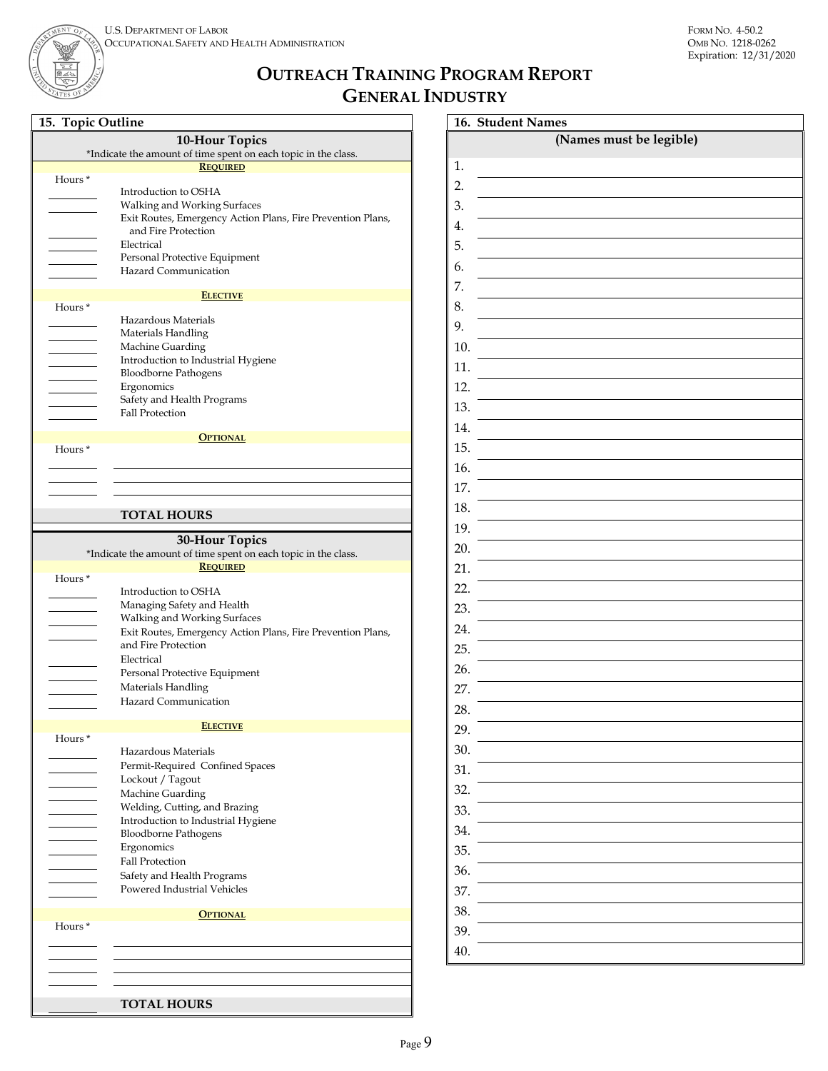U.S. Department of Labor
Occupational Safety and Health Administration

Form No. 4-50.2
OMB No. 1218-0262
Expiration: 12/31/2020

# Outreach Training Program Report
# General Industry

## 15. Topic Outline

### 10-Hour Topics

*Indicate the amount of time spent on each topic in the class.

**Required**

| Hours * | Topic |
|---|---|
| ________ | Introduction to OSHA |
| ________ | Walking and Working Surfaces |
| ________ | Exit Routes, Emergency Action Plans, Fire Prevention Plans, and Fire Protection |
| ________ | Electrical |
| ________ | Personal Protective Equipment |
| ________ | Hazard Communication |

**Elective**

| Hours * | Topic |
|---|---|
| ________ | Hazardous Materials |
| ________ | Materials Handling |
| ________ | Machine Guarding |
| ________ | Introduction to Industrial Hygiene |
| ________ | Bloodborne Pathogens |
| ________ | Ergonomics |
| ________ | Safety and Health Programs |
| ________ | Fall Protection |

**Optional**

| Hours * | Topic |
|---|---|
| ________ | ________________________ |
| ________ | ________________________ |
| ________ | ________________________ |

**TOTAL HOURS** ________

### 30-Hour Topics

*Indicate the amount of time spent on each topic in the class.

**Required**

| Hours * | Topic |
|---|---|
| ________ | Introduction to OSHA |
| ________ | Managing Safety and Health |
| ________ | Walking and Working Surfaces |
| ________ | Exit Routes, Emergency Action Plans, Fire Prevention Plans, and Fire Protection |
| ________ | Electrical |
| ________ | Personal Protective Equipment |
| ________ | Materials Handling |
| ________ | Hazard Communication |

**Elective**

| Hours * | Topic |
|---|---|
| ________ | Hazardous Materials |
| ________ | Permit-Required Confined Spaces |
| ________ | Lockout / Tagout |
| ________ | Machine Guarding |
| ________ | Welding, Cutting, and Brazing |
| ________ | Introduction to Industrial Hygiene |
| ________ | Bloodborne Pathogens |
| ________ | Ergonomics |
| ________ | Fall Protection |
| ________ | Safety and Health Programs |
| ________ | Powered Industrial Vehicles |

**Optional**

| Hours * | Topic |
|---|---|
| ________ | ________________________ |
| ________ | ________________________ |
| ________ | ________________________ |

**TOTAL HOURS** ________

## 16. Student Names

**(Names must be legible)**

1. ________________________
2. ________________________
3. ________________________
4. ________________________
5. ________________________
6. ________________________
7. ________________________
8. ________________________
9. ________________________
10. ________________________
11. ________________________
12. ________________________
13. ________________________
14. ________________________
15. ________________________
16. ________________________
17. ________________________
18. ________________________
19. ________________________
20. ________________________
21. ________________________
22. ________________________
23. ________________________
24. ________________________
25. ________________________
26. ________________________
27. ________________________
28. ________________________
29. ________________________
30. ________________________
31. ________________________
32. ________________________
33. ________________________
34. ________________________
35. ________________________
36. ________________________
37. ________________________
38. ________________________
39. ________________________
40. ________________________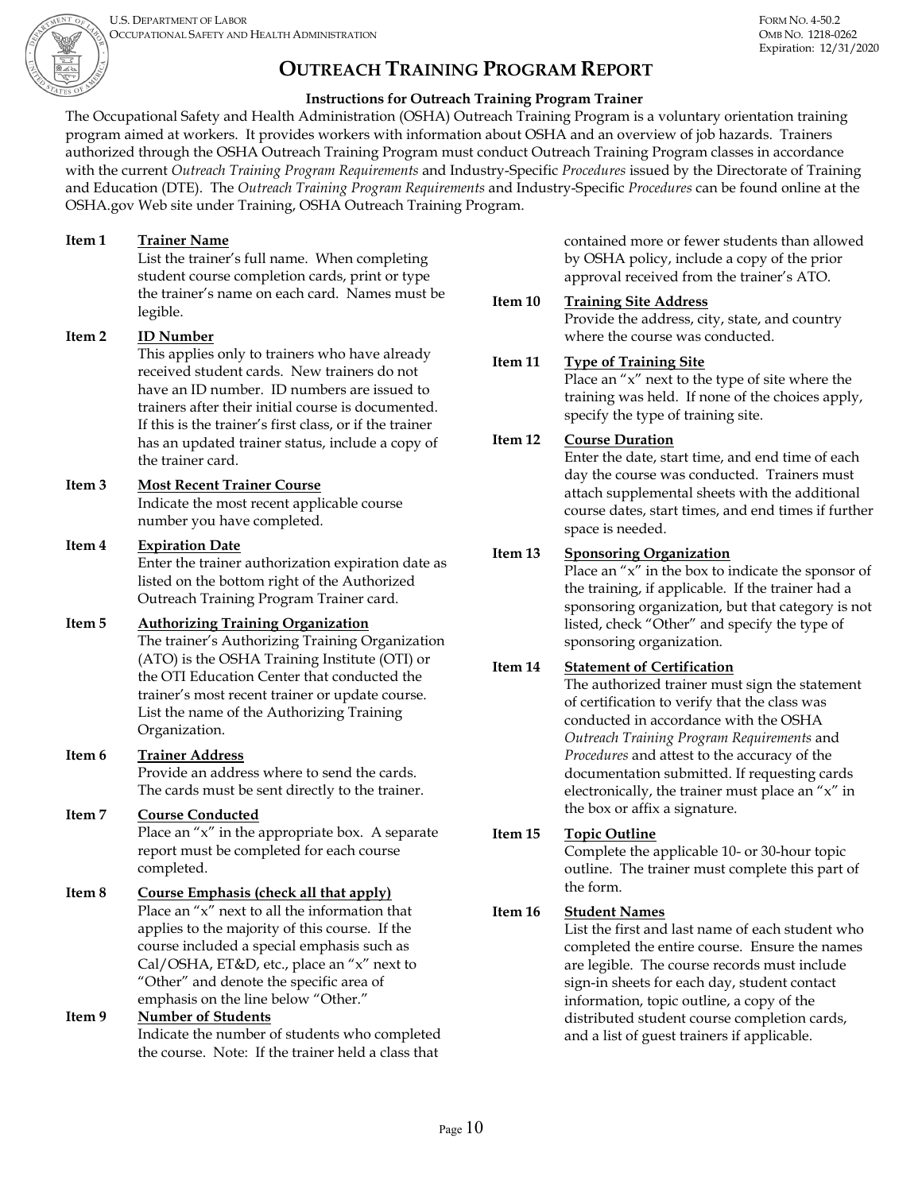U.S. DEPARTMENT OF LABOR
OCCUPATIONAL SAFETY AND HEALTH ADMINISTRATION

FORM NO. 4-50.2
OMB NO. 1218-0262
Expiration: 12/31/2020

# OUTREACH TRAINING PROGRAM REPORT

### Instructions for Outreach Training Program Trainer

The Occupational Safety and Health Administration (OSHA) Outreach Training Program is a voluntary orientation training program aimed at workers. It provides workers with information about OSHA and an overview of job hazards. Trainers authorized through the OSHA Outreach Training Program must conduct Outreach Training Program classes in accordance with the current *Outreach Training Program Requirements* and Industry-Specific *Procedures* issued by the Directorate of Training and Education (DTE). The *Outreach Training Program Requirements* and Industry-Specific *Procedures* can be found online at the OSHA.gov Web site under Training, OSHA Outreach Training Program.

**Item 1** **Trainer Name**
List the trainer's full name. When completing student course completion cards, print or type the trainer's name on each card. Names must be legible.

**Item 2** **ID Number**
This applies only to trainers who have already received student cards. New trainers do not have an ID number. ID numbers are issued to trainers after their initial course is documented. If this is the trainer's first class, or if the trainer has an updated trainer status, include a copy of the trainer card.

**Item 3** **Most Recent Trainer Course**
Indicate the most recent applicable course number you have completed.

**Item 4** **Expiration Date**
Enter the trainer authorization expiration date as listed on the bottom right of the Authorized Outreach Training Program Trainer card.

**Item 5** **Authorizing Training Organization**
The trainer's Authorizing Training Organization (ATO) is the OSHA Training Institute (OTI) or the OTI Education Center that conducted the trainer's most recent trainer or update course. List the name of the Authorizing Training Organization.

**Item 6** **Trainer Address**
Provide an address where to send the cards. The cards must be sent directly to the trainer.

**Item 7** **Course Conducted**
Place an "x" in the appropriate box. A separate report must be completed for each course completed.

**Item 8** **Course Emphasis (check all that apply)**
Place an "x" next to all the information that applies to the majority of this course. If the course included a special emphasis such as Cal/OSHA, ET&D, etc., place an "x" next to "Other" and denote the specific area of emphasis on the line below "Other."

**Item 9** **Number of Students**
Indicate the number of students who completed the course. Note: If the trainer held a class that contained more or fewer students than allowed by OSHA policy, include a copy of the prior approval received from the trainer's ATO.

**Item 10** **Training Site Address**
Provide the address, city, state, and country where the course was conducted.

**Item 11** **Type of Training Site**
Place an "x" next to the type of site where the training was held. If none of the choices apply, specify the type of training site.

**Item 12** **Course Duration**
Enter the date, start time, and end time of each day the course was conducted. Trainers must attach supplemental sheets with the additional course dates, start times, and end times if further space is needed.

**Item 13** **Sponsoring Organization**
Place an "x" in the box to indicate the sponsor of the training, if applicable. If the trainer had a sponsoring organization, but that category is not listed, check "Other" and specify the type of sponsoring organization.

**Item 14** **Statement of Certification**
The authorized trainer must sign the statement of certification to verify that the class was conducted in accordance with the OSHA *Outreach Training Program Requirements* and *Procedures* and attest to the accuracy of the documentation submitted. If requesting cards electronically, the trainer must place an "x" in the box or affix a signature.

**Item 15** **Topic Outline**
Complete the applicable 10- or 30-hour topic outline. The trainer must complete this part of the form.

**Item 16** **Student Names**
List the first and last name of each student who completed the entire course. Ensure the names are legible. The course records must include sign-in sheets for each day, student contact information, topic outline, a copy of the distributed student course completion cards, and a list of guest trainers if applicable.